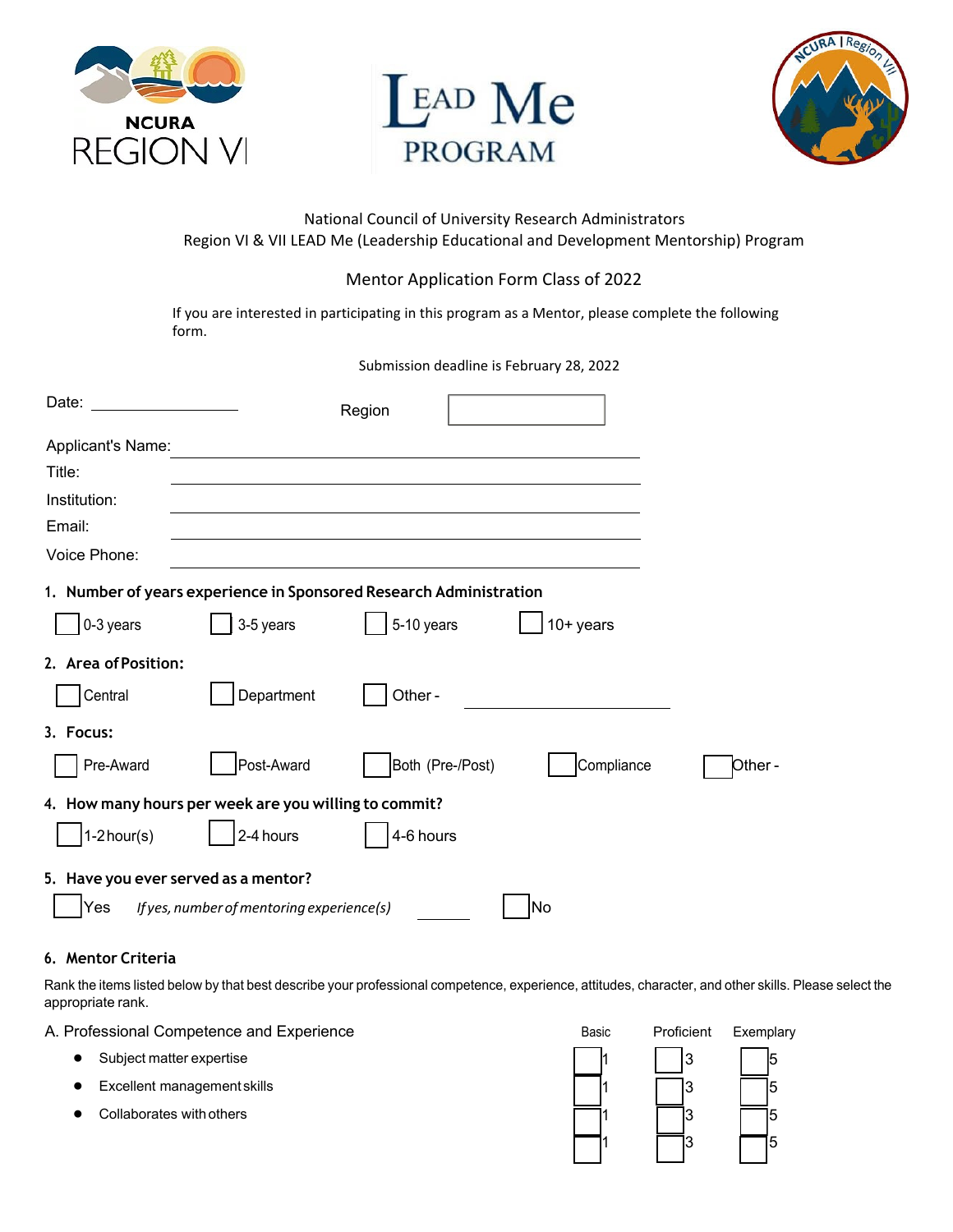NCURA REGION VI

LEAD Me PROGRAM

National Council of University Research Administrators
Region VI & VII LEAD Me (Leadership Educational and Development Mentorship) Program

Mentor Application Form Class of 2022

If you are interested in participating in this program as a Mentor, please complete the following form.

Submission deadline is February 28, 2022

Date: ________________ Region [ ]

Applicant's Name: ____________________

Title: ____________________

Institution: ____________________

Email: ____________________

Voice Phone: ____________________

**1. Number of years experience in Sponsored Research Administration**

☐ 0-3 years ☐ 3-5 years ☐ 5-10 years ☐ 10+ years

**2. Area of Position:**

☐ Central ☐ Department ☐ Other - ____________________

**3. Focus:**

☐ Pre-Award ☐ Post-Award ☐ Both (Pre-/Post) ☐ Compliance ☐ Other -

**4. How many hours per week are you willing to commit?**

☐ 1-2 hour(s) ☐ 2-4 hours ☐ 4-6 hours

**5. Have you ever served as a mentor?**

☐ Yes *If yes, number of mentoring experience(s)* ______ ☐ No

**6. Mentor Criteria**

Rank the items listed below by that best describe your professional competence, experience, attitudes, character, and other skills. Please select the appropriate rank.

| A. Professional Competence and Experience | Basic | Proficient | Exemplary |
|---|---|---|---|
| • Subject matter expertise | ☐ 1 | ☐ 3 | ☐ 5 |
| • Excellent management skills | ☐ 1 | ☐ 3 | ☐ 5 |
| • Collaborates with others | ☐ 1 | ☐ 3 | ☐ 5 |
| | ☐ 1 | ☐ 3 | ☐ 5 |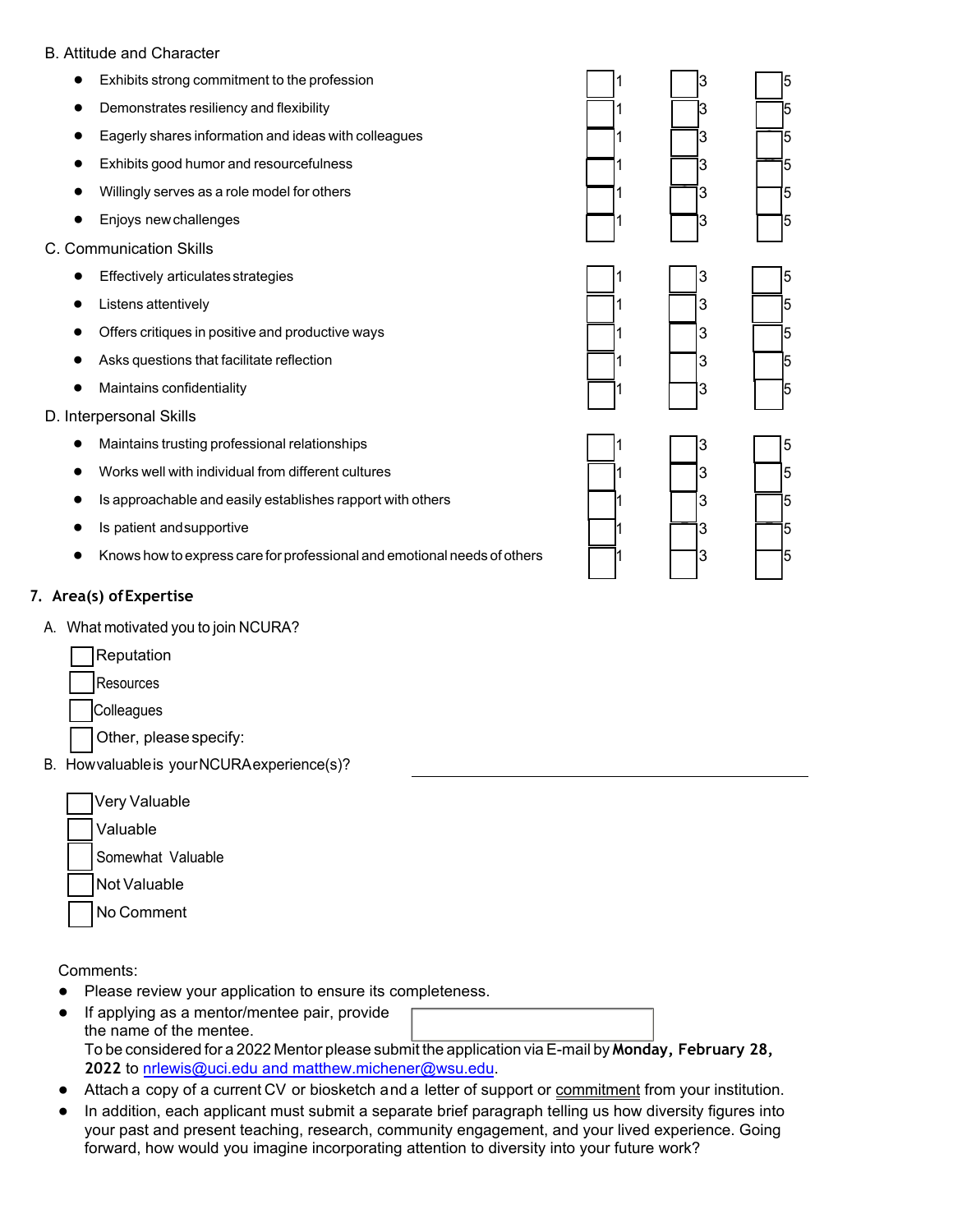B. Attitude and Character

| | 1 | 3 | 5 |
|---|---|---|---|
| Exhibits strong commitment to the profession | ☐ 1 | ☐ 3 | ☐ 5 |
| Demonstrates resiliency and flexibility | ☐ 1 | ☐ 3 | ☐ 5 |
| Eagerly shares information and ideas with colleagues | ☐ 1 | ☐ 3 | ☐ 5 |
| Exhibits good humor and resourcefulness | ☐ 1 | ☐ 3 | ☐ 5 |
| Willingly serves as a role model for others | ☐ 1 | ☐ 3 | ☐ 5 |
| Enjoys new challenges | ☐ 1 | ☐ 3 | ☐ 5 |

C. Communication Skills

| | 1 | 3 | 5 |
|---|---|---|---|
| Effectively articulates strategies | ☐ 1 | ☐ 3 | ☐ 5 |
| Listens attentively | ☐ 1 | ☐ 3 | ☐ 5 |
| Offers critiques in positive and productive ways | ☐ 1 | ☐ 3 | ☐ 5 |
| Asks questions that facilitate reflection | ☐ 1 | ☐ 3 | ☐ 5 |
| Maintains confidentiality | ☐ 1 | ☐ 3 | ☐ 5 |

D. Interpersonal Skills

| | 1 | 3 | 5 |
|---|---|---|---|
| Maintains trusting professional relationships | ☐ 1 | ☐ 3 | ☐ 5 |
| Works well with individual from different cultures | ☐ 1 | ☐ 3 | ☐ 5 |
| Is approachable and easily establishes rapport with others | ☐ 1 | ☐ 3 | ☐ 5 |
| Is patient and supportive | ☐ 1 | ☐ 3 | ☐ 5 |
| Knows how to express care for professional and emotional needs of others | ☐ 1 | ☐ 3 | ☐ 5 |

**7. Area(s) of Expertise**

A. What motivated you to join NCURA?

- ☐ Reputation
- ☐ Resources
- ☐ Colleagues
- ☐ Other, please specify: \_\_\_\_\_\_\_\_\_\_\_\_\_\_\_\_\_\_\_\_\_\_\_\_\_\_\_\_\_\_

B. How valuable is your NCURA experience(s)?

- ☐ Very Valuable
- ☐ Valuable
- ☐ Somewhat Valuable
- ☐ Not Valuable
- ☐ No Comment

Comments:

- Please review your application to ensure its completeness.
- If applying as a mentor/mentee pair, provide the name of the mentee. ☐
  To be considered for a 2022 Mentor please submit the application via E-mail by **Monday, February 28, 2022** to nrlewis@uci.edu and matthew.michener@wsu.edu.
- Attach a copy of a current CV or biosketch and a letter of support or commitment from your institution.
- In addition, each applicant must submit a separate brief paragraph telling us how diversity figures into your past and present teaching, research, community engagement, and your lived experience. Going forward, how would you imagine incorporating attention to diversity into your future work?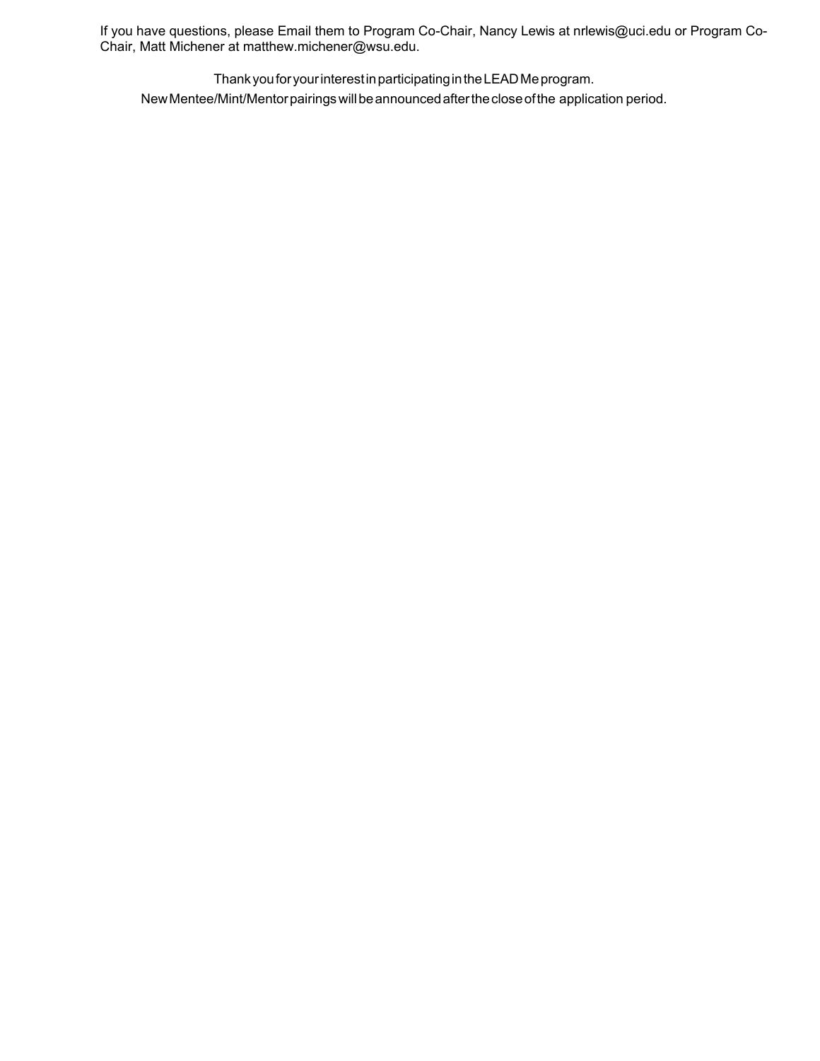If you have questions, please Email them to Program Co-Chair, Nancy Lewis at nrlewis@uci.edu or Program Co-Chair, Matt Michener at matthew.michener@wsu.edu.

Thank you for your interest in participating in the LEAD Me program.

New Mentee/Mint/Mentor pairings will be announced after the close of the application period.